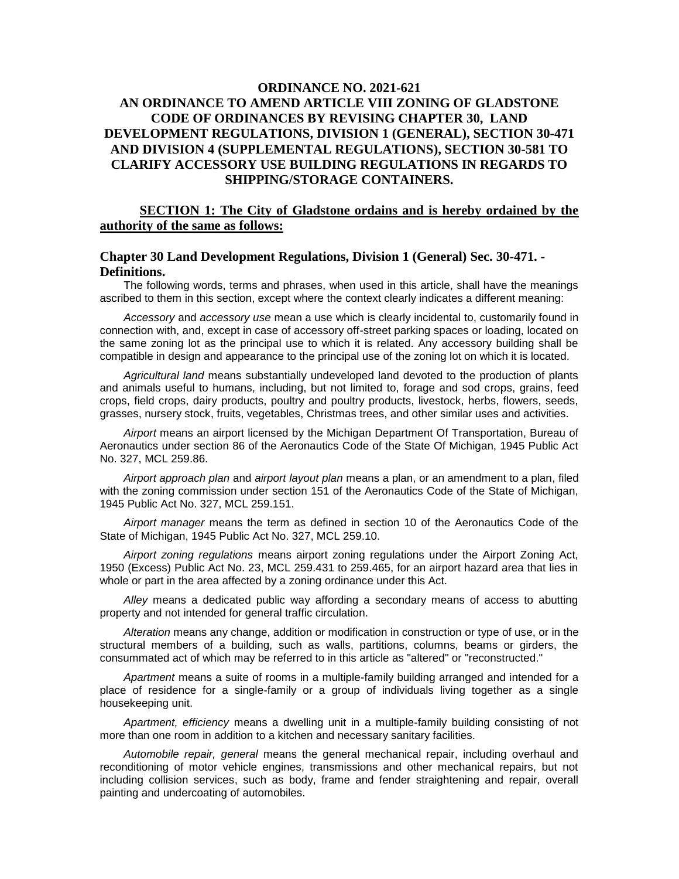# ORDINANCE NO. 2021-621
# AN ORDINANCE TO AMEND ARTICLE VIII ZONING OF GLADSTONE CODE OF ORDINANCES BY REVISING CHAPTER 30, LAND DEVELOPMENT REGULATIONS, DIVISION 1 (GENERAL), SECTION 30-471 AND DIVISION 4 (SUPPLEMENTAL REGULATIONS), SECTION 30-581 TO CLARIFY ACCESSORY USE BUILDING REGULATIONS IN REGARDS TO SHIPPING/STORAGE CONTAINERS.

**SECTION 1: The City of Gladstone ordains and is hereby ordained by the authority of the same as follows:**

## Chapter 30 Land Development Regulations, Division 1 (General) Sec. 30-471. - Definitions.

The following words, terms and phrases, when used in this article, shall have the meanings ascribed to them in this section, except where the context clearly indicates a different meaning:

*Accessory* and *accessory use* mean a use which is clearly incidental to, customarily found in connection with, and, except in case of accessory off-street parking spaces or loading, located on the same zoning lot as the principal use to which it is related. Any accessory building shall be compatible in design and appearance to the principal use of the zoning lot on which it is located.

*Agricultural land* means substantially undeveloped land devoted to the production of plants and animals useful to humans, including, but not limited to, forage and sod crops, grains, feed crops, field crops, dairy products, poultry and poultry products, livestock, herbs, flowers, seeds, grasses, nursery stock, fruits, vegetables, Christmas trees, and other similar uses and activities.

*Airport* means an airport licensed by the Michigan Department Of Transportation, Bureau of Aeronautics under section 86 of the Aeronautics Code of the State Of Michigan, 1945 Public Act No. 327, MCL 259.86.

*Airport approach plan* and *airport layout plan* means a plan, or an amendment to a plan, filed with the zoning commission under section 151 of the Aeronautics Code of the State of Michigan, 1945 Public Act No. 327, MCL 259.151.

*Airport manager* means the term as defined in section 10 of the Aeronautics Code of the State of Michigan, 1945 Public Act No. 327, MCL 259.10.

*Airport zoning regulations* means airport zoning regulations under the Airport Zoning Act, 1950 (Excess) Public Act No. 23, MCL 259.431 to 259.465, for an airport hazard area that lies in whole or part in the area affected by a zoning ordinance under this Act.

*Alley* means a dedicated public way affording a secondary means of access to abutting property and not intended for general traffic circulation.

*Alteration* means any change, addition or modification in construction or type of use, or in the structural members of a building, such as walls, partitions, columns, beams or girders, the consummated act of which may be referred to in this article as "altered" or "reconstructed."

*Apartment* means a suite of rooms in a multiple-family building arranged and intended for a place of residence for a single-family or a group of individuals living together as a single housekeeping unit.

*Apartment, efficiency* means a dwelling unit in a multiple-family building consisting of not more than one room in addition to a kitchen and necessary sanitary facilities.

*Automobile repair, general* means the general mechanical repair, including overhaul and reconditioning of motor vehicle engines, transmissions and other mechanical repairs, but not including collision services, such as body, frame and fender straightening and repair, overall painting and undercoating of automobiles.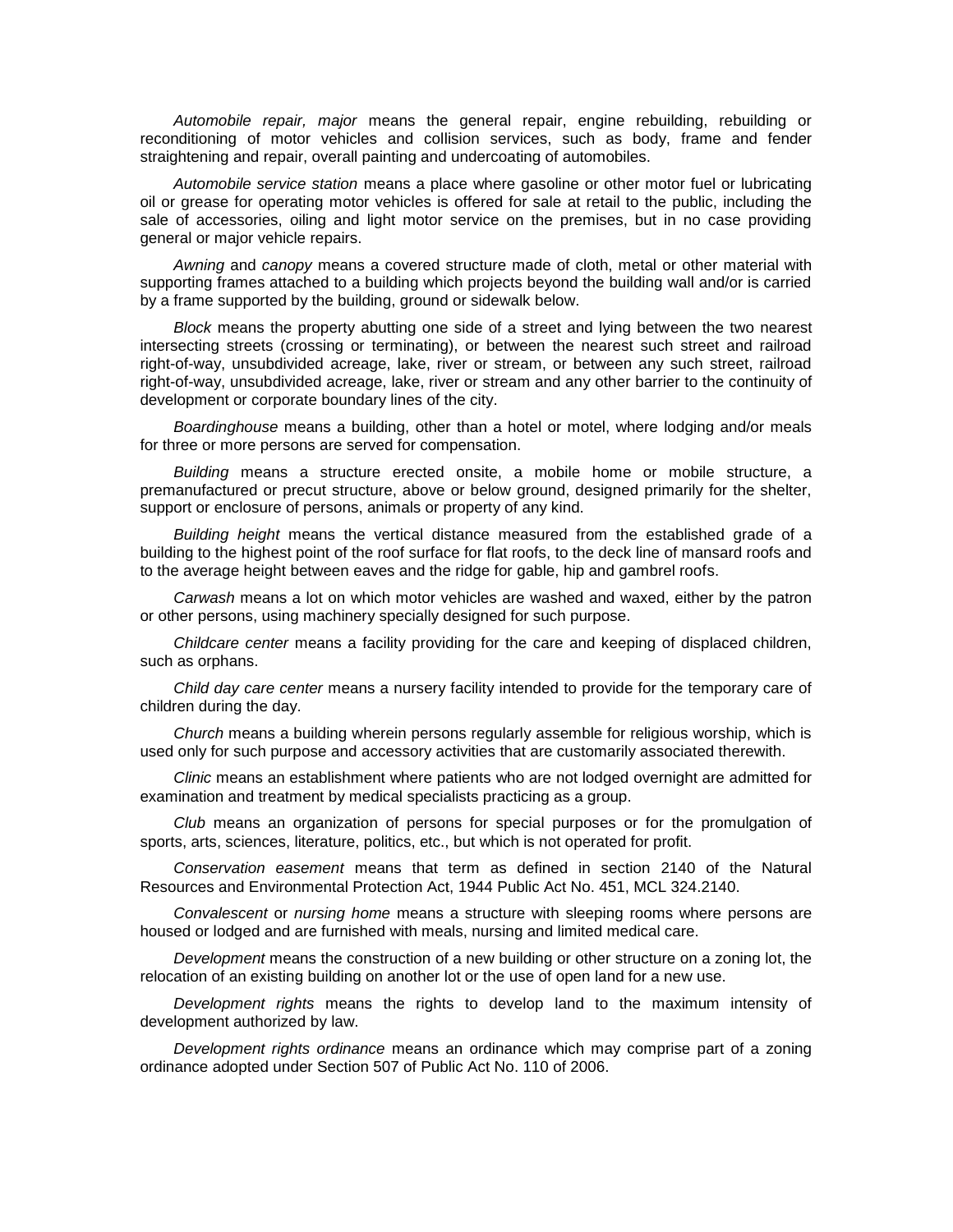*Automobile repair, major* means the general repair, engine rebuilding, rebuilding or reconditioning of motor vehicles and collision services, such as body, frame and fender straightening and repair, overall painting and undercoating of automobiles.

*Automobile service station* means a place where gasoline or other motor fuel or lubricating oil or grease for operating motor vehicles is offered for sale at retail to the public, including the sale of accessories, oiling and light motor service on the premises, but in no case providing general or major vehicle repairs.

*Awning* and *canopy* means a covered structure made of cloth, metal or other material with supporting frames attached to a building which projects beyond the building wall and/or is carried by a frame supported by the building, ground or sidewalk below.

*Block* means the property abutting one side of a street and lying between the two nearest intersecting streets (crossing or terminating), or between the nearest such street and railroad right-of-way, unsubdivided acreage, lake, river or stream, or between any such street, railroad right-of-way, unsubdivided acreage, lake, river or stream and any other barrier to the continuity of development or corporate boundary lines of the city.

*Boardinghouse* means a building, other than a hotel or motel, where lodging and/or meals for three or more persons are served for compensation.

*Building* means a structure erected onsite, a mobile home or mobile structure, a premanufactured or precut structure, above or below ground, designed primarily for the shelter, support or enclosure of persons, animals or property of any kind.

*Building height* means the vertical distance measured from the established grade of a building to the highest point of the roof surface for flat roofs, to the deck line of mansard roofs and to the average height between eaves and the ridge for gable, hip and gambrel roofs.

*Carwash* means a lot on which motor vehicles are washed and waxed, either by the patron or other persons, using machinery specially designed for such purpose.

*Childcare center* means a facility providing for the care and keeping of displaced children, such as orphans.

*Child day care center* means a nursery facility intended to provide for the temporary care of children during the day.

*Church* means a building wherein persons regularly assemble for religious worship, which is used only for such purpose and accessory activities that are customarily associated therewith.

*Clinic* means an establishment where patients who are not lodged overnight are admitted for examination and treatment by medical specialists practicing as a group.

*Club* means an organization of persons for special purposes or for the promulgation of sports, arts, sciences, literature, politics, etc., but which is not operated for profit.

*Conservation easement* means that term as defined in section 2140 of the Natural Resources and Environmental Protection Act, 1944 Public Act No. 451, MCL 324.2140.

*Convalescent* or *nursing home* means a structure with sleeping rooms where persons are housed or lodged and are furnished with meals, nursing and limited medical care.

*Development* means the construction of a new building or other structure on a zoning lot, the relocation of an existing building on another lot or the use of open land for a new use.

*Development rights* means the rights to develop land to the maximum intensity of development authorized by law.

*Development rights ordinance* means an ordinance which may comprise part of a zoning ordinance adopted under Section 507 of Public Act No. 110 of 2006.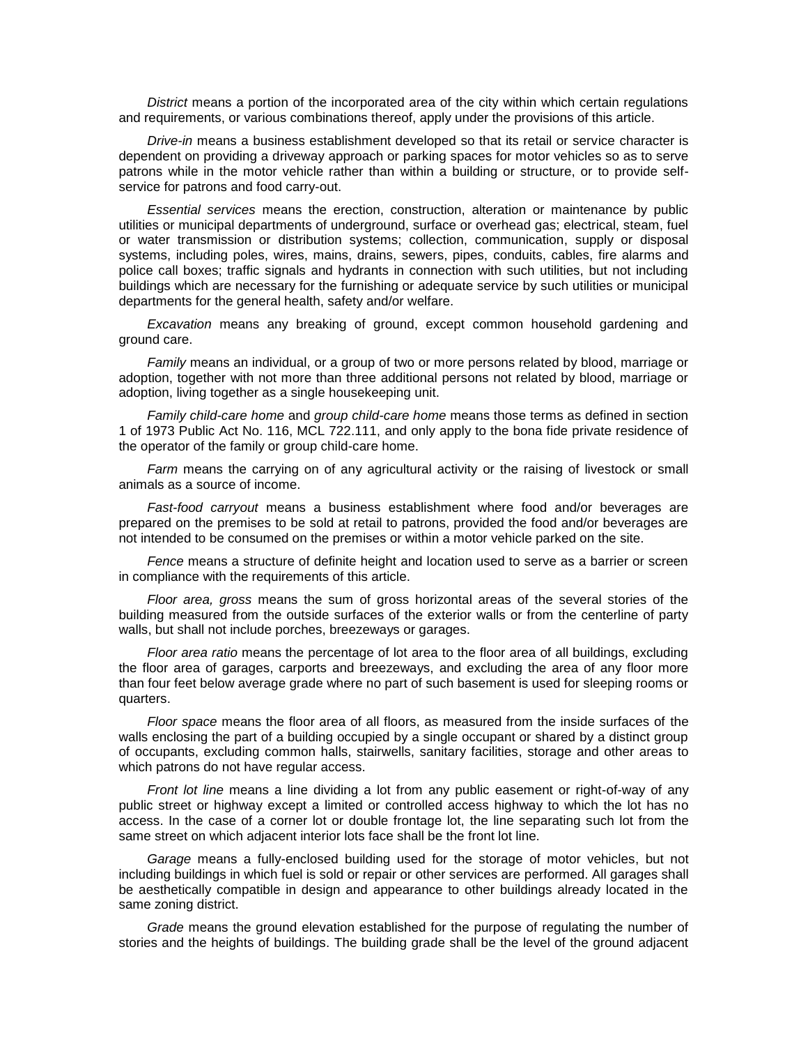*District* means a portion of the incorporated area of the city within which certain regulations and requirements, or various combinations thereof, apply under the provisions of this article.

*Drive-in* means a business establishment developed so that its retail or service character is dependent on providing a driveway approach or parking spaces for motor vehicles so as to serve patrons while in the motor vehicle rather than within a building or structure, or to provide self-service for patrons and food carry-out.

*Essential services* means the erection, construction, alteration or maintenance by public utilities or municipal departments of underground, surface or overhead gas; electrical, steam, fuel or water transmission or distribution systems; collection, communication, supply or disposal systems, including poles, wires, mains, drains, sewers, pipes, conduits, cables, fire alarms and police call boxes; traffic signals and hydrants in connection with such utilities, but not including buildings which are necessary for the furnishing or adequate service by such utilities or municipal departments for the general health, safety and/or welfare.

*Excavation* means any breaking of ground, except common household gardening and ground care.

*Family* means an individual, or a group of two or more persons related by blood, marriage or adoption, together with not more than three additional persons not related by blood, marriage or adoption, living together as a single housekeeping unit.

*Family child-care home* and *group child-care home* means those terms as defined in section 1 of 1973 Public Act No. 116, MCL 722.111, and only apply to the bona fide private residence of the operator of the family or group child-care home.

*Farm* means the carrying on of any agricultural activity or the raising of livestock or small animals as a source of income.

*Fast-food carryout* means a business establishment where food and/or beverages are prepared on the premises to be sold at retail to patrons, provided the food and/or beverages are not intended to be consumed on the premises or within a motor vehicle parked on the site.

*Fence* means a structure of definite height and location used to serve as a barrier or screen in compliance with the requirements of this article.

*Floor area, gross* means the sum of gross horizontal areas of the several stories of the building measured from the outside surfaces of the exterior walls or from the centerline of party walls, but shall not include porches, breezeways or garages.

*Floor area ratio* means the percentage of lot area to the floor area of all buildings, excluding the floor area of garages, carports and breezeways, and excluding the area of any floor more than four feet below average grade where no part of such basement is used for sleeping rooms or quarters.

*Floor space* means the floor area of all floors, as measured from the inside surfaces of the walls enclosing the part of a building occupied by a single occupant or shared by a distinct group of occupants, excluding common halls, stairwells, sanitary facilities, storage and other areas to which patrons do not have regular access.

*Front lot line* means a line dividing a lot from any public easement or right-of-way of any public street or highway except a limited or controlled access highway to which the lot has no access. In the case of a corner lot or double frontage lot, the line separating such lot from the same street on which adjacent interior lots face shall be the front lot line.

*Garage* means a fully-enclosed building used for the storage of motor vehicles, but not including buildings in which fuel is sold or repair or other services are performed. All garages shall be aesthetically compatible in design and appearance to other buildings already located in the same zoning district.

*Grade* means the ground elevation established for the purpose of regulating the number of stories and the heights of buildings. The building grade shall be the level of the ground adjacent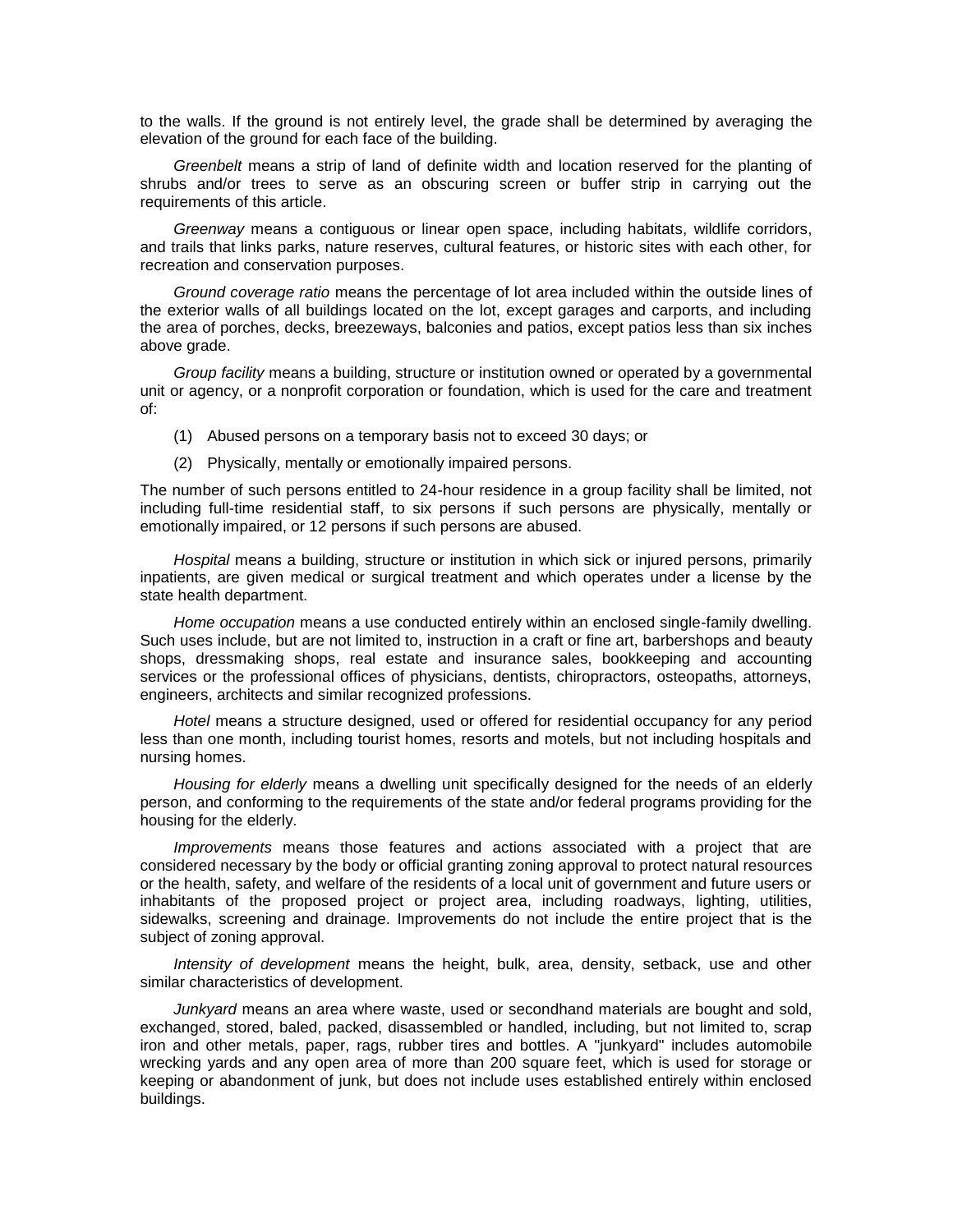to the walls. If the ground is not entirely level, the grade shall be determined by averaging the elevation of the ground for each face of the building.

*Greenbelt* means a strip of land of definite width and location reserved for the planting of shrubs and/or trees to serve as an obscuring screen or buffer strip in carrying out the requirements of this article.

*Greenway* means a contiguous or linear open space, including habitats, wildlife corridors, and trails that links parks, nature reserves, cultural features, or historic sites with each other, for recreation and conservation purposes.

*Ground coverage ratio* means the percentage of lot area included within the outside lines of the exterior walls of all buildings located on the lot, except garages and carports, and including the area of porches, decks, breezeways, balconies and patios, except patios less than six inches above grade.

*Group facility* means a building, structure or institution owned or operated by a governmental unit or agency, or a nonprofit corporation or foundation, which is used for the care and treatment of:

(1) Abused persons on a temporary basis not to exceed 30 days; or

(2) Physically, mentally or emotionally impaired persons.

The number of such persons entitled to 24-hour residence in a group facility shall be limited, not including full-time residential staff, to six persons if such persons are physically, mentally or emotionally impaired, or 12 persons if such persons are abused.

*Hospital* means a building, structure or institution in which sick or injured persons, primarily inpatients, are given medical or surgical treatment and which operates under a license by the state health department.

*Home occupation* means a use conducted entirely within an enclosed single-family dwelling. Such uses include, but are not limited to, instruction in a craft or fine art, barbershops and beauty shops, dressmaking shops, real estate and insurance sales, bookkeeping and accounting services or the professional offices of physicians, dentists, chiropractors, osteopaths, attorneys, engineers, architects and similar recognized professions.

*Hotel* means a structure designed, used or offered for residential occupancy for any period less than one month, including tourist homes, resorts and motels, but not including hospitals and nursing homes.

*Housing for elderly* means a dwelling unit specifically designed for the needs of an elderly person, and conforming to the requirements of the state and/or federal programs providing for the housing for the elderly.

*Improvements* means those features and actions associated with a project that are considered necessary by the body or official granting zoning approval to protect natural resources or the health, safety, and welfare of the residents of a local unit of government and future users or inhabitants of the proposed project or project area, including roadways, lighting, utilities, sidewalks, screening and drainage. Improvements do not include the entire project that is the subject of zoning approval.

*Intensity of development* means the height, bulk, area, density, setback, use and other similar characteristics of development.

*Junkyard* means an area where waste, used or secondhand materials are bought and sold, exchanged, stored, baled, packed, disassembled or handled, including, but not limited to, scrap iron and other metals, paper, rags, rubber tires and bottles. A "junkyard" includes automobile wrecking yards and any open area of more than 200 square feet, which is used for storage or keeping or abandonment of junk, but does not include uses established entirely within enclosed buildings.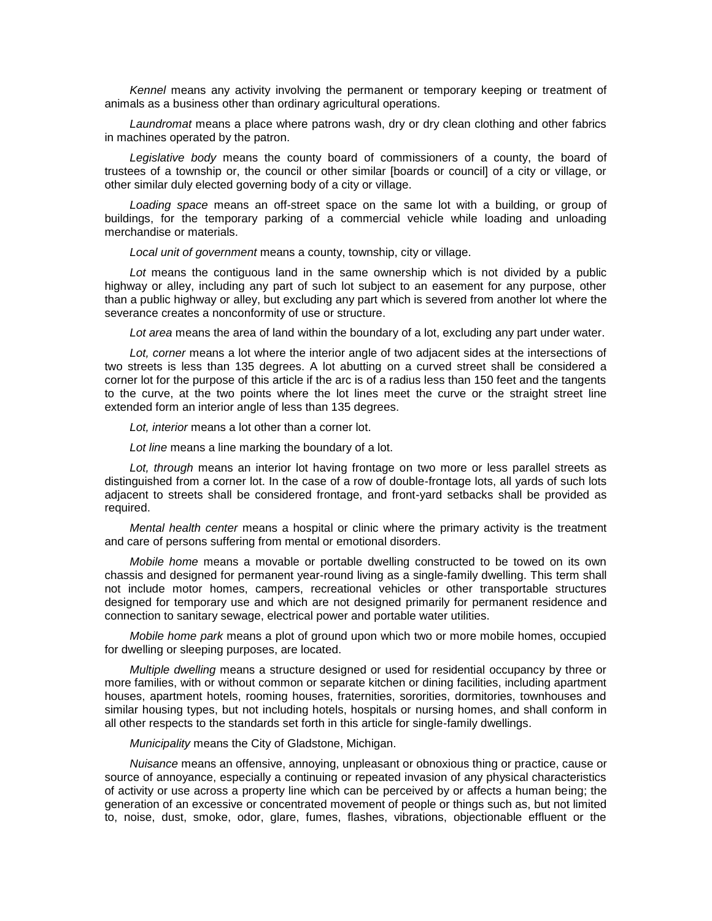*Kennel* means any activity involving the permanent or temporary keeping or treatment of animals as a business other than ordinary agricultural operations.

*Laundromat* means a place where patrons wash, dry or dry clean clothing and other fabrics in machines operated by the patron.

*Legislative body* means the county board of commissioners of a county, the board of trustees of a township or, the council or other similar [boards or council] of a city or village, or other similar duly elected governing body of a city or village.

*Loading space* means an off-street space on the same lot with a building, or group of buildings, for the temporary parking of a commercial vehicle while loading and unloading merchandise or materials.

*Local unit of government* means a county, township, city or village.

*Lot* means the contiguous land in the same ownership which is not divided by a public highway or alley, including any part of such lot subject to an easement for any purpose, other than a public highway or alley, but excluding any part which is severed from another lot where the severance creates a nonconformity of use or structure.

*Lot area* means the area of land within the boundary of a lot, excluding any part under water.

*Lot, corner* means a lot where the interior angle of two adjacent sides at the intersections of two streets is less than 135 degrees. A lot abutting on a curved street shall be considered a corner lot for the purpose of this article if the arc is of a radius less than 150 feet and the tangents to the curve, at the two points where the lot lines meet the curve or the straight street line extended form an interior angle of less than 135 degrees.

*Lot, interior* means a lot other than a corner lot.

*Lot line* means a line marking the boundary of a lot.

*Lot, through* means an interior lot having frontage on two more or less parallel streets as distinguished from a corner lot. In the case of a row of double-frontage lots, all yards of such lots adjacent to streets shall be considered frontage, and front-yard setbacks shall be provided as required.

*Mental health center* means a hospital or clinic where the primary activity is the treatment and care of persons suffering from mental or emotional disorders.

*Mobile home* means a movable or portable dwelling constructed to be towed on its own chassis and designed for permanent year-round living as a single-family dwelling. This term shall not include motor homes, campers, recreational vehicles or other transportable structures designed for temporary use and which are not designed primarily for permanent residence and connection to sanitary sewage, electrical power and portable water utilities.

*Mobile home park* means a plot of ground upon which two or more mobile homes, occupied for dwelling or sleeping purposes, are located.

*Multiple dwelling* means a structure designed or used for residential occupancy by three or more families, with or without common or separate kitchen or dining facilities, including apartment houses, apartment hotels, rooming houses, fraternities, sororities, dormitories, townhouses and similar housing types, but not including hotels, hospitals or nursing homes, and shall conform in all other respects to the standards set forth in this article for single-family dwellings.

*Municipality* means the City of Gladstone, Michigan.

*Nuisance* means an offensive, annoying, unpleasant or obnoxious thing or practice, cause or source of annoyance, especially a continuing or repeated invasion of any physical characteristics of activity or use across a property line which can be perceived by or affects a human being; the generation of an excessive or concentrated movement of people or things such as, but not limited to, noise, dust, smoke, odor, glare, fumes, flashes, vibrations, objectionable effluent or the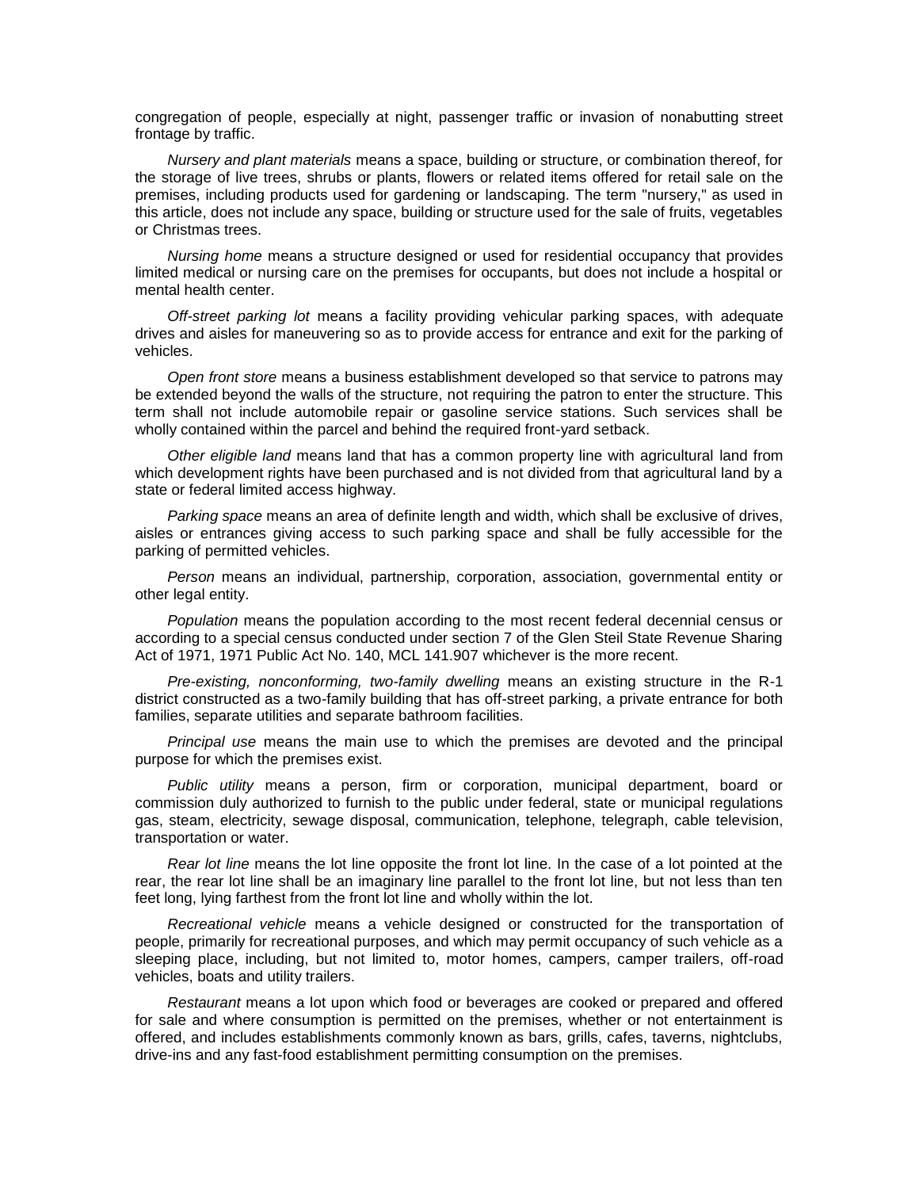congregation of people, especially at night, passenger traffic or invasion of nonabutting street frontage by traffic.

*Nursery and plant materials* means a space, building or structure, or combination thereof, for the storage of live trees, shrubs or plants, flowers or related items offered for retail sale on the premises, including products used for gardening or landscaping. The term "nursery," as used in this article, does not include any space, building or structure used for the sale of fruits, vegetables or Christmas trees.

*Nursing home* means a structure designed or used for residential occupancy that provides limited medical or nursing care on the premises for occupants, but does not include a hospital or mental health center.

*Off-street parking lot* means a facility providing vehicular parking spaces, with adequate drives and aisles for maneuvering so as to provide access for entrance and exit for the parking of vehicles.

*Open front store* means a business establishment developed so that service to patrons may be extended beyond the walls of the structure, not requiring the patron to enter the structure. This term shall not include automobile repair or gasoline service stations. Such services shall be wholly contained within the parcel and behind the required front-yard setback.

*Other eligible land* means land that has a common property line with agricultural land from which development rights have been purchased and is not divided from that agricultural land by a state or federal limited access highway.

*Parking space* means an area of definite length and width, which shall be exclusive of drives, aisles or entrances giving access to such parking space and shall be fully accessible for the parking of permitted vehicles.

*Person* means an individual, partnership, corporation, association, governmental entity or other legal entity.

*Population* means the population according to the most recent federal decennial census or according to a special census conducted under section 7 of the Glen Steil State Revenue Sharing Act of 1971, 1971 Public Act No. 140, MCL 141.907 whichever is the more recent.

*Pre-existing, nonconforming, two-family dwelling* means an existing structure in the R-1 district constructed as a two-family building that has off-street parking, a private entrance for both families, separate utilities and separate bathroom facilities.

*Principal use* means the main use to which the premises are devoted and the principal purpose for which the premises exist.

*Public utility* means a person, firm or corporation, municipal department, board or commission duly authorized to furnish to the public under federal, state or municipal regulations gas, steam, electricity, sewage disposal, communication, telephone, telegraph, cable television, transportation or water.

*Rear lot line* means the lot line opposite the front lot line. In the case of a lot pointed at the rear, the rear lot line shall be an imaginary line parallel to the front lot line, but not less than ten feet long, lying farthest from the front lot line and wholly within the lot.

*Recreational vehicle* means a vehicle designed or constructed for the transportation of people, primarily for recreational purposes, and which may permit occupancy of such vehicle as a sleeping place, including, but not limited to, motor homes, campers, camper trailers, off-road vehicles, boats and utility trailers.

*Restaurant* means a lot upon which food or beverages are cooked or prepared and offered for sale and where consumption is permitted on the premises, whether or not entertainment is offered, and includes establishments commonly known as bars, grills, cafes, taverns, nightclubs, drive-ins and any fast-food establishment permitting consumption on the premises.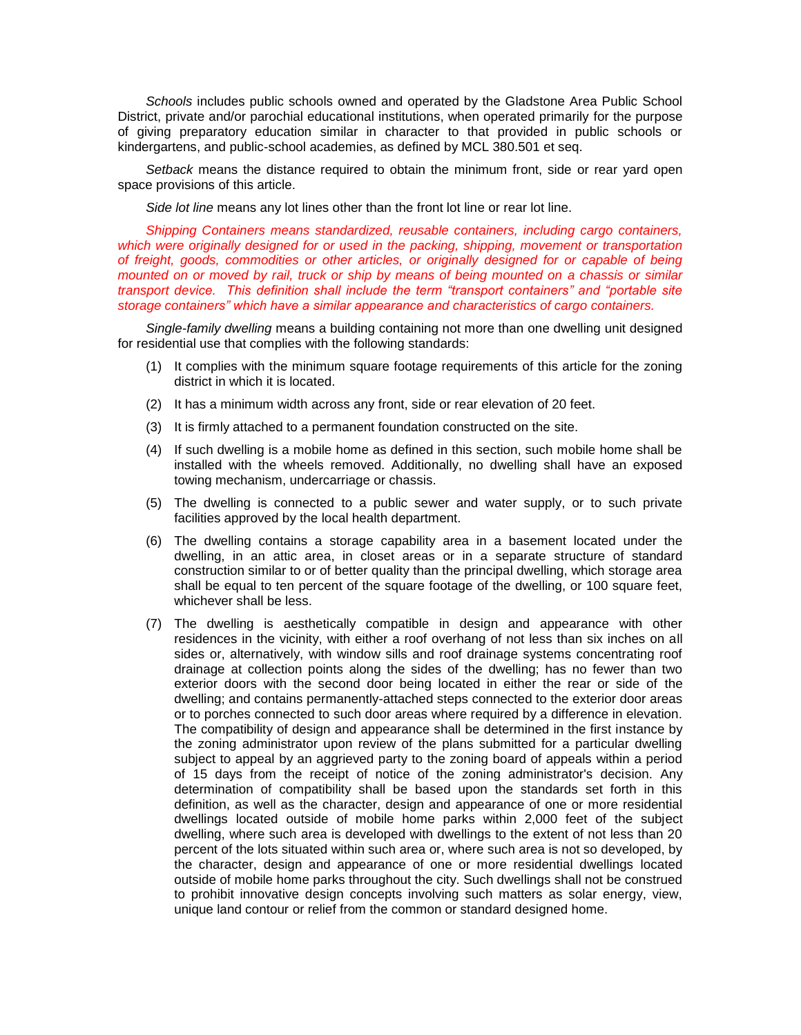*Schools* includes public schools owned and operated by the Gladstone Area Public School District, private and/or parochial educational institutions, when operated primarily for the purpose of giving preparatory education similar in character to that provided in public schools or kindergartens, and public-school academies, as defined by MCL 380.501 et seq.

*Setback* means the distance required to obtain the minimum front, side or rear yard open space provisions of this article.

*Side lot line* means any lot lines other than the front lot line or rear lot line.

*Shipping Containers means standardized, reusable containers, including cargo containers, which were originally designed for or used in the packing, shipping, movement or transportation of freight, goods, commodities or other articles, or originally designed for or capable of being mounted on or moved by rail, truck or ship by means of being mounted on a chassis or similar transport device. This definition shall include the term "transport containers" and "portable site storage containers" which have a similar appearance and characteristics of cargo containers.*

*Single-family dwelling* means a building containing not more than one dwelling unit designed for residential use that complies with the following standards:

(1) It complies with the minimum square footage requirements of this article for the zoning district in which it is located.

(2) It has a minimum width across any front, side or rear elevation of 20 feet.

(3) It is firmly attached to a permanent foundation constructed on the site.

(4) If such dwelling is a mobile home as defined in this section, such mobile home shall be installed with the wheels removed. Additionally, no dwelling shall have an exposed towing mechanism, undercarriage or chassis.

(5) The dwelling is connected to a public sewer and water supply, or to such private facilities approved by the local health department.

(6) The dwelling contains a storage capability area in a basement located under the dwelling, in an attic area, in closet areas or in a separate structure of standard construction similar to or of better quality than the principal dwelling, which storage area shall be equal to ten percent of the square footage of the dwelling, or 100 square feet, whichever shall be less.

(7) The dwelling is aesthetically compatible in design and appearance with other residences in the vicinity, with either a roof overhang of not less than six inches on all sides or, alternatively, with window sills and roof drainage systems concentrating roof drainage at collection points along the sides of the dwelling; has no fewer than two exterior doors with the second door being located in either the rear or side of the dwelling; and contains permanently-attached steps connected to the exterior door areas or to porches connected to such door areas where required by a difference in elevation. The compatibility of design and appearance shall be determined in the first instance by the zoning administrator upon review of the plans submitted for a particular dwelling subject to appeal by an aggrieved party to the zoning board of appeals within a period of 15 days from the receipt of notice of the zoning administrator's decision. Any determination of compatibility shall be based upon the standards set forth in this definition, as well as the character, design and appearance of one or more residential dwellings located outside of mobile home parks within 2,000 feet of the subject dwelling, where such area is developed with dwellings to the extent of not less than 20 percent of the lots situated within such area or, where such area is not so developed, by the character, design and appearance of one or more residential dwellings located outside of mobile home parks throughout the city. Such dwellings shall not be construed to prohibit innovative design concepts involving such matters as solar energy, view, unique land contour or relief from the common or standard designed home.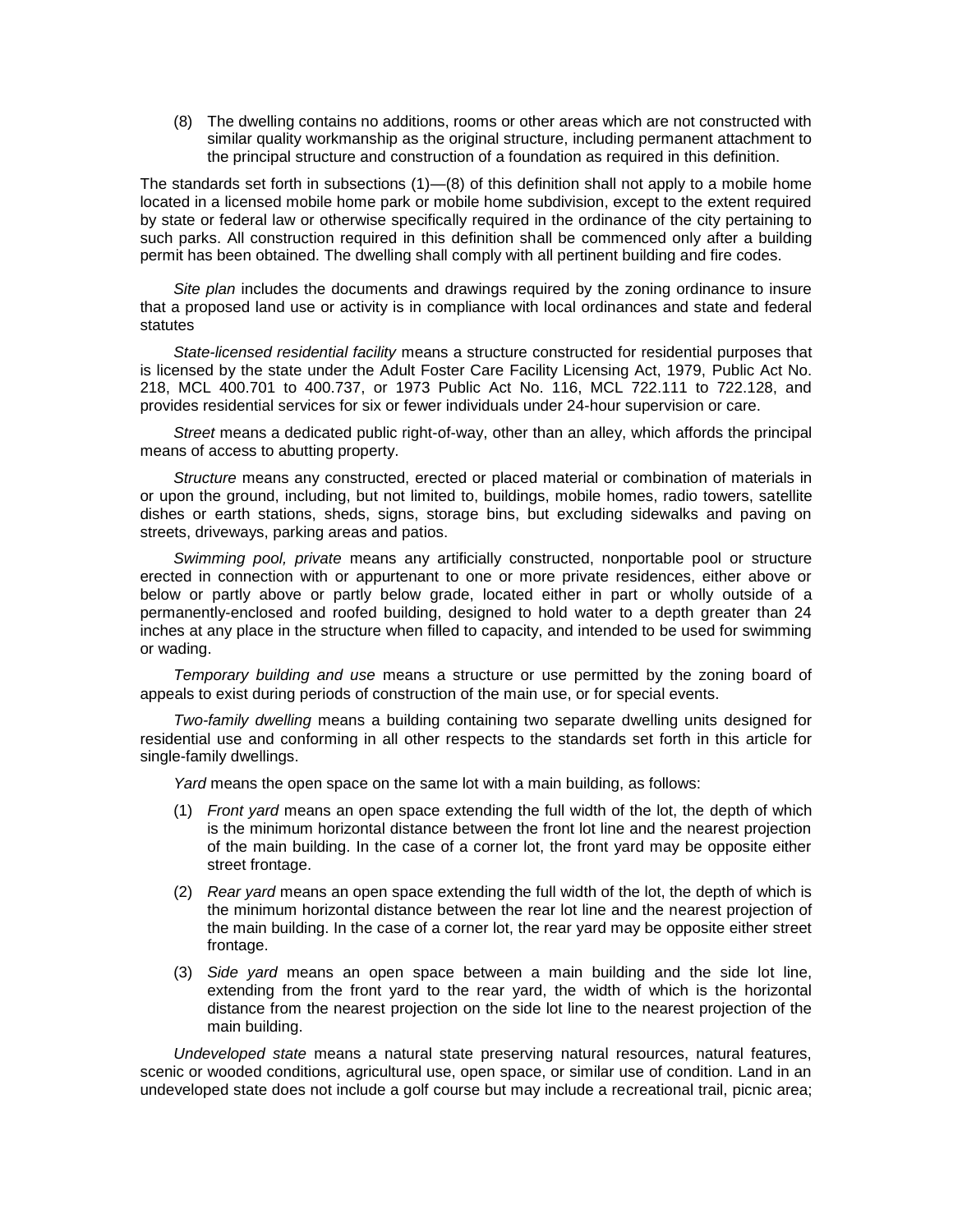(8) The dwelling contains no additions, rooms or other areas which are not constructed with similar quality workmanship as the original structure, including permanent attachment to the principal structure and construction of a foundation as required in this definition.

The standards set forth in subsections (1)—(8) of this definition shall not apply to a mobile home located in a licensed mobile home park or mobile home subdivision, except to the extent required by state or federal law or otherwise specifically required in the ordinance of the city pertaining to such parks. All construction required in this definition shall be commenced only after a building permit has been obtained. The dwelling shall comply with all pertinent building and fire codes.

*Site plan* includes the documents and drawings required by the zoning ordinance to insure that a proposed land use or activity is in compliance with local ordinances and state and federal statutes

*State-licensed residential facility* means a structure constructed for residential purposes that is licensed by the state under the Adult Foster Care Facility Licensing Act, 1979, Public Act No. 218, MCL 400.701 to 400.737, or 1973 Public Act No. 116, MCL 722.111 to 722.128, and provides residential services for six or fewer individuals under 24-hour supervision or care.

*Street* means a dedicated public right-of-way, other than an alley, which affords the principal means of access to abutting property.

*Structure* means any constructed, erected or placed material or combination of materials in or upon the ground, including, but not limited to, buildings, mobile homes, radio towers, satellite dishes or earth stations, sheds, signs, storage bins, but excluding sidewalks and paving on streets, driveways, parking areas and patios.

*Swimming pool, private* means any artificially constructed, nonportable pool or structure erected in connection with or appurtenant to one or more private residences, either above or below or partly above or partly below grade, located either in part or wholly outside of a permanently-enclosed and roofed building, designed to hold water to a depth greater than 24 inches at any place in the structure when filled to capacity, and intended to be used for swimming or wading.

*Temporary building and use* means a structure or use permitted by the zoning board of appeals to exist during periods of construction of the main use, or for special events.

*Two-family dwelling* means a building containing two separate dwelling units designed for residential use and conforming in all other respects to the standards set forth in this article for single-family dwellings.

*Yard* means the open space on the same lot with a main building, as follows:

(1) *Front yard* means an open space extending the full width of the lot, the depth of which is the minimum horizontal distance between the front lot line and the nearest projection of the main building. In the case of a corner lot, the front yard may be opposite either street frontage.

(2) *Rear yard* means an open space extending the full width of the lot, the depth of which is the minimum horizontal distance between the rear lot line and the nearest projection of the main building. In the case of a corner lot, the rear yard may be opposite either street frontage.

(3) *Side yard* means an open space between a main building and the side lot line, extending from the front yard to the rear yard, the width of which is the horizontal distance from the nearest projection on the side lot line to the nearest projection of the main building.

*Undeveloped state* means a natural state preserving natural resources, natural features, scenic or wooded conditions, agricultural use, open space, or similar use of condition. Land in an undeveloped state does not include a golf course but may include a recreational trail, picnic area;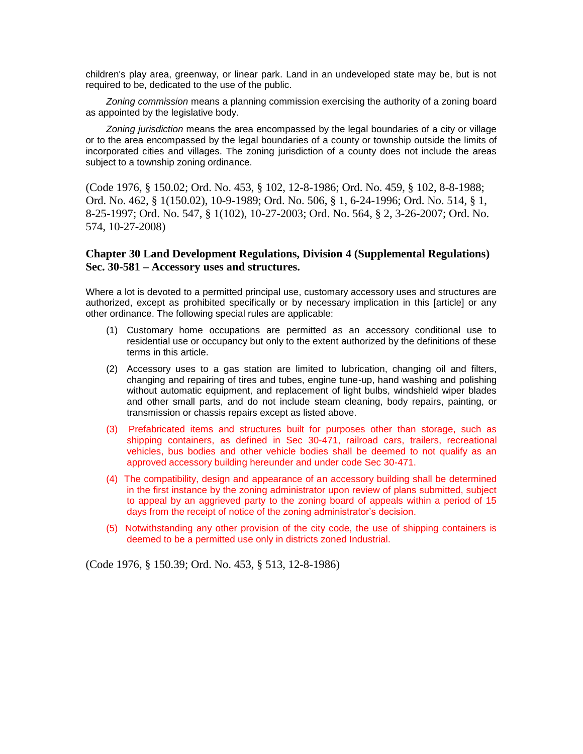children's play area, greenway, or linear park. Land in an undeveloped state may be, but is not required to be, dedicated to the use of the public.

*Zoning commission* means a planning commission exercising the authority of a zoning board as appointed by the legislative body.

*Zoning jurisdiction* means the area encompassed by the legal boundaries of a city or village or to the area encompassed by the legal boundaries of a county or township outside the limits of incorporated cities and villages. The zoning jurisdiction of a county does not include the areas subject to a township zoning ordinance.

(Code 1976, § 150.02; Ord. No. 453, § 102, 12-8-1986; Ord. No. 459, § 102, 8-8-1988; Ord. No. 462, § 1(150.02), 10-9-1989; Ord. No. 506, § 1, 6-24-1996; Ord. No. 514, § 1, 8-25-1997; Ord. No. 547, § 1(102), 10-27-2003; Ord. No. 564, § 2, 3-26-2007; Ord. No. 574, 10-27-2008)

**Chapter 30 Land Development Regulations, Division 4 (Supplemental Regulations)**
**Sec. 30-581 – Accessory uses and structures.**

Where a lot is devoted to a permitted principal use, customary accessory uses and structures are authorized, except as prohibited specifically or by necessary implication in this [article] or any other ordinance. The following special rules are applicable:

(1) Customary home occupations are permitted as an accessory conditional use to residential use or occupancy but only to the extent authorized by the definitions of these terms in this article.

(2) Accessory uses to a gas station are limited to lubrication, changing oil and filters, changing and repairing of tires and tubes, engine tune-up, hand washing and polishing without automatic equipment, and replacement of light bulbs, windshield wiper blades and other small parts, and do not include steam cleaning, body repairs, painting, or transmission or chassis repairs except as listed above.

(3) Prefabricated items and structures built for purposes other than storage, such as shipping containers, as defined in Sec 30-471, railroad cars, trailers, recreational vehicles, bus bodies and other vehicle bodies shall be deemed to not qualify as an approved accessory building hereunder and under code Sec 30-471.

(4) The compatibility, design and appearance of an accessory building shall be determined in the first instance by the zoning administrator upon review of plans submitted, subject to appeal by an aggrieved party to the zoning board of appeals within a period of 15 days from the receipt of notice of the zoning administrator's decision.

(5) Notwithstanding any other provision of the city code, the use of shipping containers is deemed to be a permitted use only in districts zoned Industrial.

(Code 1976, § 150.39; Ord. No. 453, § 513, 12-8-1986)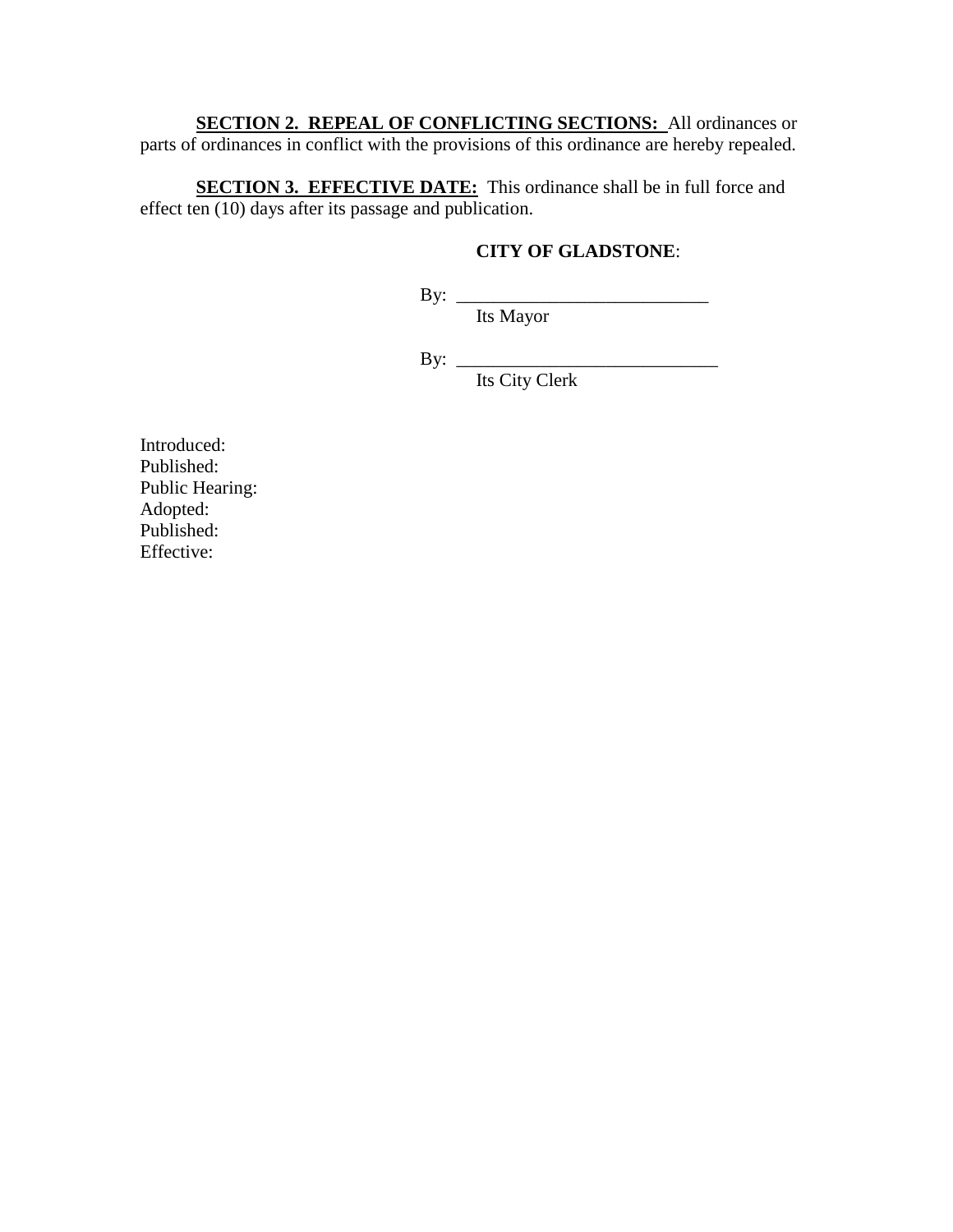**<u>SECTION 2. REPEAL OF CONFLICTING SECTIONS:</u>** All ordinances or parts of ordinances in conflict with the provisions of this ordinance are hereby repealed.

**<u>SECTION 3. EFFECTIVE DATE:</u>** This ordinance shall be in full force and effect ten (10) days after its passage and publication.

**CITY OF GLADSTONE**:

By: ___________________________
Its Mayor

By: ____________________________
Its City Clerk

Introduced:
Published:
Public Hearing:
Adopted:
Published:
Effective: